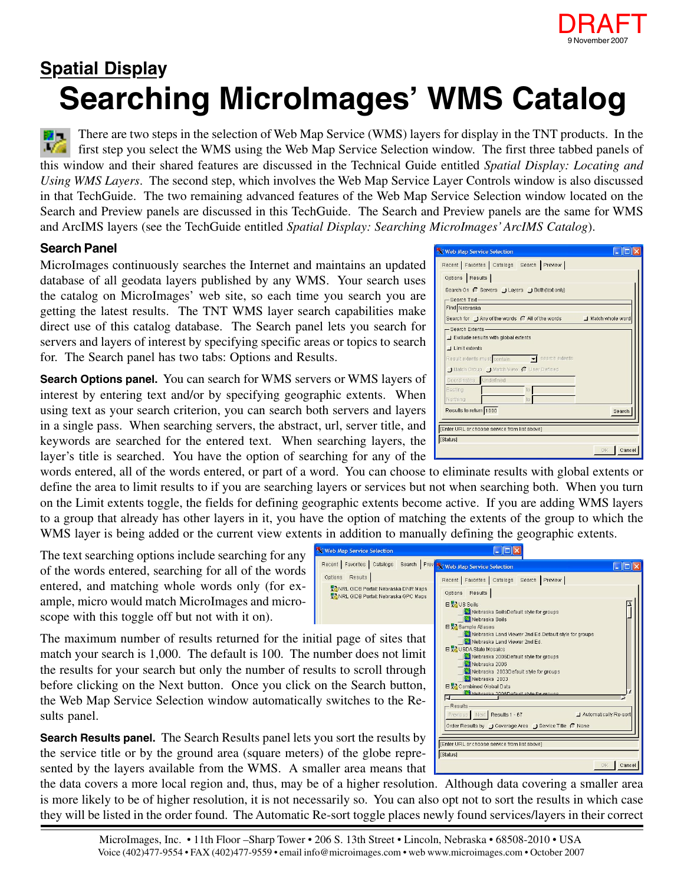DRAFT
9 November 2007

## Spatial Display

# Searching MicroImages' WMS Catalog

There are two steps in the selection of Web Map Service (WMS) layers for display in the TNT products. In the first step you select the WMS using the Web Map Service Selection window. The first three tabbed panels of this window and their shared features are discussed in the Technical Guide entitled *Spatial Display: Locating and Using WMS Layers*. The second step, which involves the Web Map Service Layer Controls window is also discussed in that TechGuide. The two remaining advanced features of the Web Map Service Selection window located on the Search and Preview panels are discussed in this TechGuide. The Search and Preview panels are the same for WMS and ArcIMS layers (see the TechGuide entitled *Spatial Display: Searching MicroImages' ArcIMS Catalog*).

### Search Panel

MicroImages continuously searches the Internet and maintains an updated database of all geodata layers published by any WMS. Your search uses the catalog on MicroImages' web site, so each time you search you are getting the latest results. The TNT WMS layer search capabilities make direct use of this catalog database. The Search panel lets you search for servers and layers of interest by specifying specific areas or topics to search for. The Search panel has two tabs: Options and Results.

**Search Options panel.** You can search for WMS servers or WMS layers of interest by entering text and/or by specifying geographic extents. When using text as your search criterion, you can search both servers and layers in a single pass. When searching servers, the abstract, url, server title, and keywords are searched for the entered text. When searching layers, the layer's title is searched. You have the option of searching for any of the words entered, all of the words entered, or part of a word. You can choose to eliminate results with global extents or define the area to limit results to if you are searching layers or services but not when searching both. When you turn on the Limit extents toggle, the fields for defining geographic extents become active. If you are adding WMS layers to a group that already has other layers in it, you have the option of matching the extents of the group to which the WMS layer is being added or the current view extents in addition to manually defining the geographic extents.

The text searching options include searching for any of the words entered, searching for all of the words entered, and matching whole words only (for example, micro would match MicroImages and microscope with this toggle off but not with it on).

The maximum number of results returned for the initial page of sites that match your search is 1,000. The default is 100. The number does not limit the results for your search but only the number of results to scroll through before clicking on the Next button. Once you click on the Search button, the Web Map Service Selection window automatically switches to the Results panel.

**Search Results panel.** The Search Results panel lets you sort the results by the service title or by the ground area (square meters) of the globe represented by the layers available from the WMS. A smaller area means that the data covers a more local region and, thus, may be of a higher resolution. Although data covering a smaller area is more likely to be of higher resolution, it is not necessarily so. You can also opt not to sort the results in which case they will be listed in the order found. The Automatic Re-sort toggle places newly found services/layers in their correct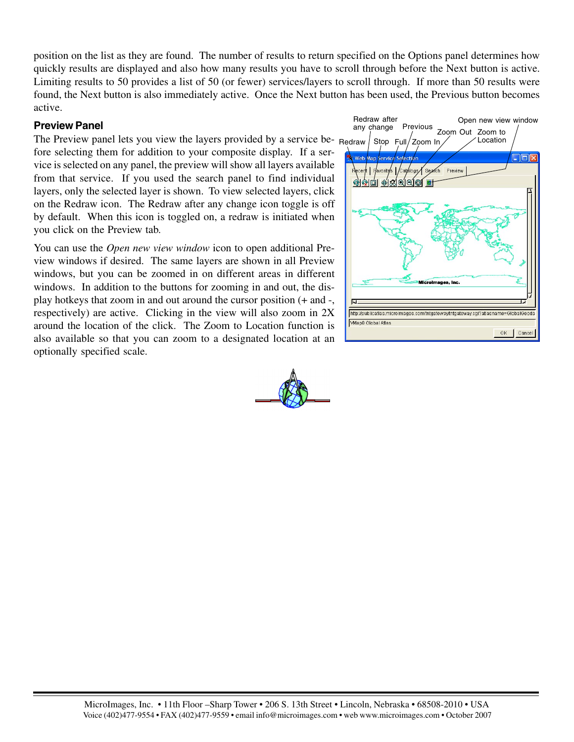position on the list as they are found. The number of results to return specified on the Options panel determines how quickly results are displayed and also how many results you have to scroll through before the Next button is active. Limiting results to 50 provides a list of 50 (or fewer) services/layers to scroll through. If more than 50 results were found, the Next button is also immediately active. Once the Next button has been used, the Previous button becomes active.

## Preview Panel

The Preview panel lets you view the layers provided by a service before selecting them for addition to your composite display. If a service is selected on any panel, the preview will show all layers available from that service. If you used the search panel to find individual layers, only the selected layer is shown. To view selected layers, click on the Redraw icon. The Redraw after any change icon toggle is off by default. When this icon is toggled on, a redraw is initiated when you click on the Preview tab.

You can use the *Open new view window* icon to open additional Preview windows if desired. The same layers are shown in all Preview windows, but you can be zoomed in on different areas in different windows. In addition to the buttons for zooming in and out, the display hotkeys that zoom in and out around the cursor position (+ and -, respectively) are active. Clicking in the view will also zoom in 2X around the location of the click. The Zoom to Location function is also available so that you can zoom to a designated location at an optionally specified scale.

Redraw after any change
Previous
Open new view window
Zoom Out
Zoom to Location
Redraw
Stop
Full
Zoom In